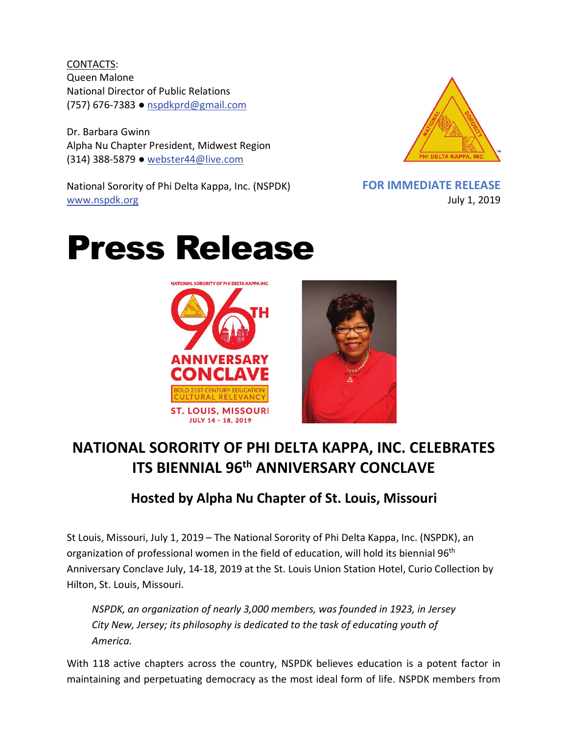CONTACTS:
Queen Malone
National Director of Public Relations
(757) 676-7383 ● nspdkprd@gmail.com

Dr. Barbara Gwinn
Alpha Nu Chapter President, Midwest Region
(314) 388-5879 ● webster44@live.com

National Sorority of Phi Delta Kappa, Inc. (NSPDK)
www.nspdk.org

**FOR IMMEDIATE RELEASE**
July 1, 2019

# Press Release

## NATIONAL SORORITY OF PHI DELTA KAPPA, INC. CELEBRATES ITS BIENNIAL 96th ANNIVERSARY CONCLAVE

### Hosted by Alpha Nu Chapter of St. Louis, Missouri

St Louis, Missouri, July 1, 2019 – The National Sorority of Phi Delta Kappa, Inc. (NSPDK), an organization of professional women in the field of education, will hold its biennial 96th Anniversary Conclave July, 14-18, 2019 at the St. Louis Union Station Hotel, Curio Collection by Hilton, St. Louis, Missouri.

*NSPDK, an organization of nearly 3,000 members, was founded in 1923, in Jersey City New, Jersey; its philosophy is dedicated to the task of educating youth of America.*

With 118 active chapters across the country, NSPDK believes education is a potent factor in maintaining and perpetuating democracy as the most ideal form of life. NSPDK members from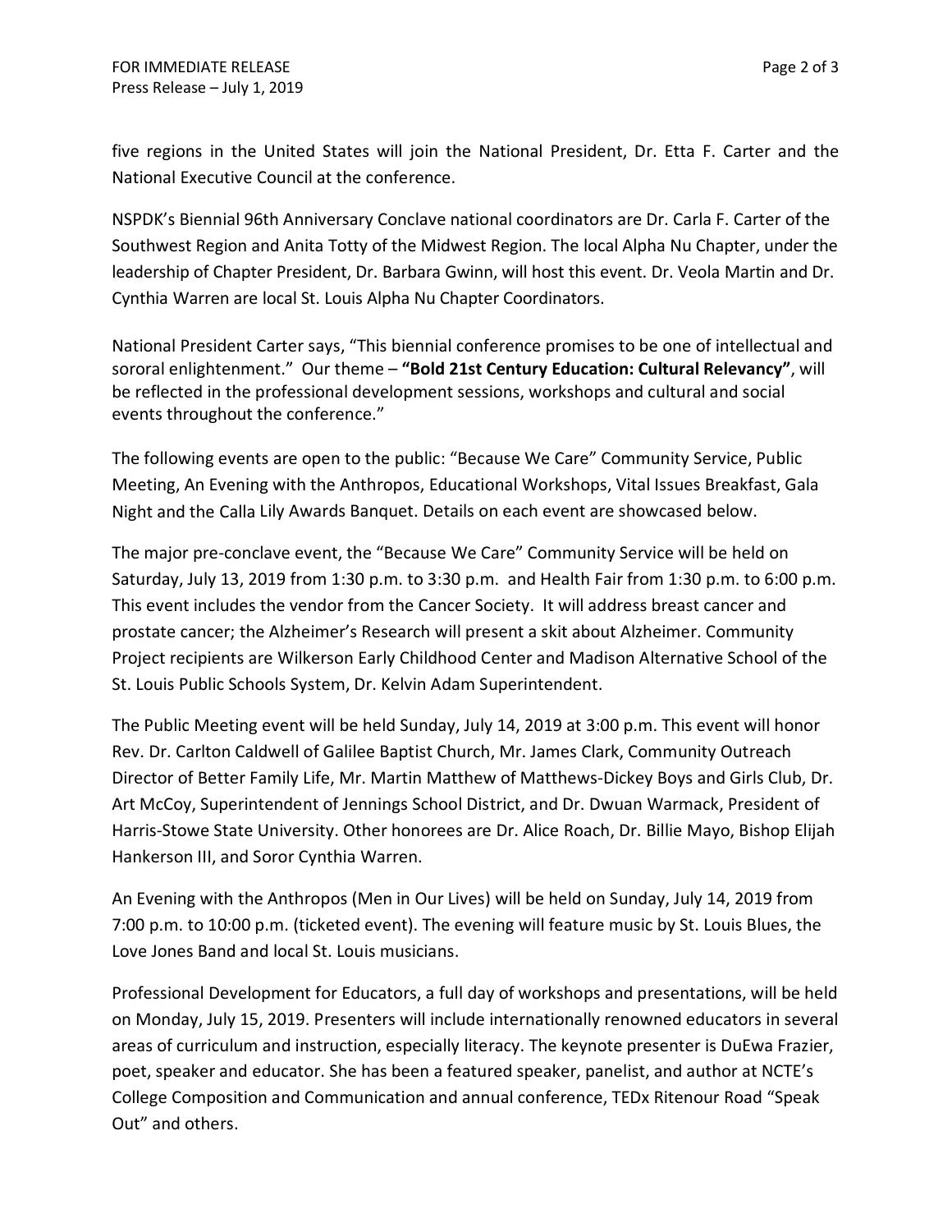five regions in the United States will join the National President, Dr. Etta F. Carter and the National Executive Council at the conference.

NSPDK's Biennial 96th Anniversary Conclave national coordinators are Dr. Carla F. Carter of the Southwest Region and Anita Totty of the Midwest Region. The local Alpha Nu Chapter, under the leadership of Chapter President, Dr. Barbara Gwinn, will host this event. Dr. Veola Martin and Dr. Cynthia Warren are local St. Louis Alpha Nu Chapter Coordinators.

National President Carter says, "This biennial conference promises to be one of intellectual and sororal enlightenment." Our theme – **"Bold 21st Century Education: Cultural Relevancy"**, will be reflected in the professional development sessions, workshops and cultural and social events throughout the conference."

The following events are open to the public: "Because We Care" Community Service, Public Meeting, An Evening with the Anthropos, Educational Workshops, Vital Issues Breakfast, Gala Night and the Calla Lily Awards Banquet. Details on each event are showcased below.

The major pre-conclave event, the "Because We Care" Community Service will be held on Saturday, July 13, 2019 from 1:30 p.m. to 3:30 p.m. and Health Fair from 1:30 p.m. to 6:00 p.m. This event includes the vendor from the Cancer Society. It will address breast cancer and prostate cancer; the Alzheimer's Research will present a skit about Alzheimer. Community Project recipients are Wilkerson Early Childhood Center and Madison Alternative School of the St. Louis Public Schools System, Dr. Kelvin Adam Superintendent.

The Public Meeting event will be held Sunday, July 14, 2019 at 3:00 p.m. This event will honor Rev. Dr. Carlton Caldwell of Galilee Baptist Church, Mr. James Clark, Community Outreach Director of Better Family Life, Mr. Martin Matthew of Matthews-Dickey Boys and Girls Club, Dr. Art McCoy, Superintendent of Jennings School District, and Dr. Dwuan Warmack, President of Harris-Stowe State University. Other honorees are Dr. Alice Roach, Dr. Billie Mayo, Bishop Elijah Hankerson III, and Soror Cynthia Warren.

An Evening with the Anthropos (Men in Our Lives) will be held on Sunday, July 14, 2019 from 7:00 p.m. to 10:00 p.m. (ticketed event). The evening will feature music by St. Louis Blues, the Love Jones Band and local St. Louis musicians.

Professional Development for Educators, a full day of workshops and presentations, will be held on Monday, July 15, 2019. Presenters will include internationally renowned educators in several areas of curriculum and instruction, especially literacy. The keynote presenter is DuEwa Frazier, poet, speaker and educator. She has been a featured speaker, panelist, and author at NCTE's College Composition and Communication and annual conference, TEDx Ritenour Road "Speak Out" and others.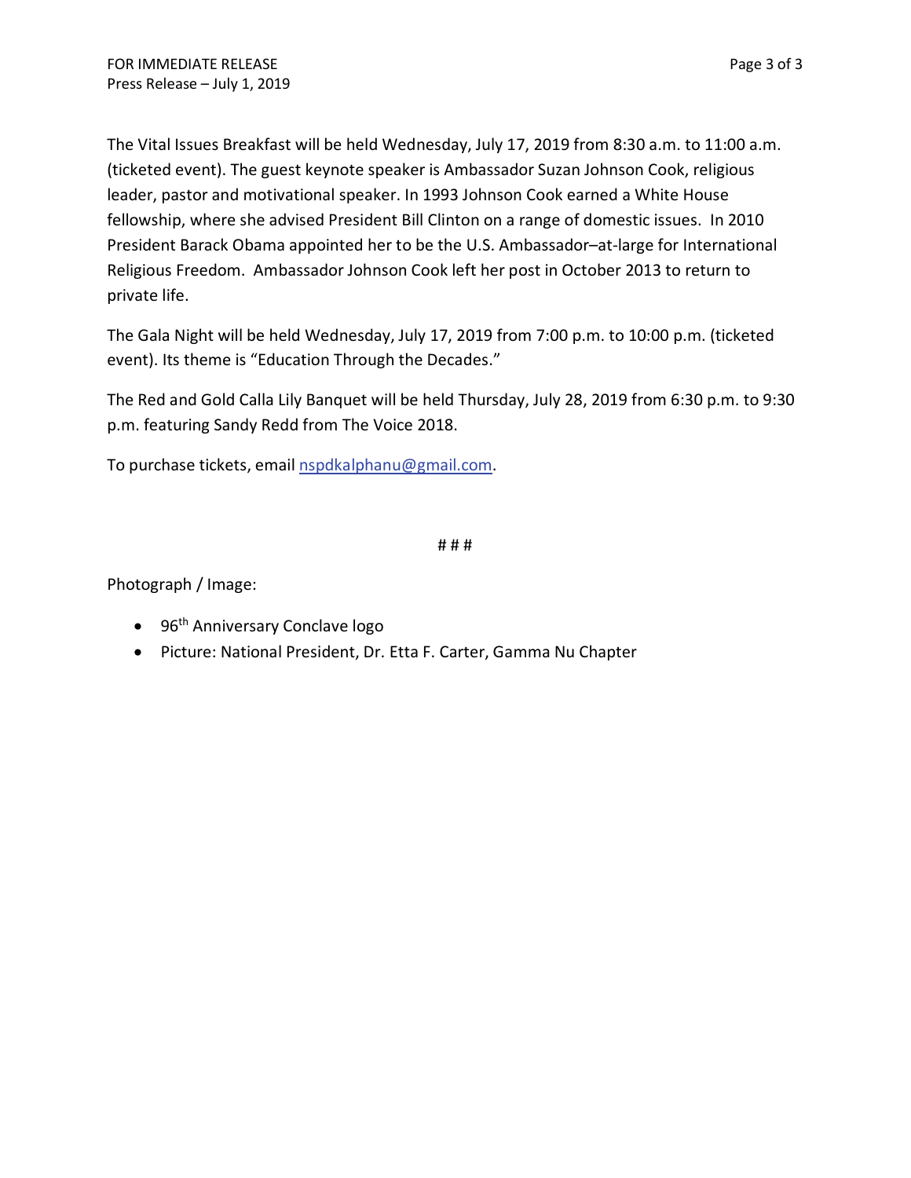The Vital Issues Breakfast will be held Wednesday, July 17, 2019 from 8:30 a.m. to 11:00 a.m. (ticketed event). The guest keynote speaker is Ambassador Suzan Johnson Cook, religious leader, pastor and motivational speaker. In 1993 Johnson Cook earned a White House fellowship, where she advised President Bill Clinton on a range of domestic issues. In 2010 President Barack Obama appointed her to be the U.S. Ambassador–at-large for International Religious Freedom. Ambassador Johnson Cook left her post in October 2013 to return to private life.

The Gala Night will be held Wednesday, July 17, 2019 from 7:00 p.m. to 10:00 p.m. (ticketed event). Its theme is "Education Through the Decades."

The Red and Gold Calla Lily Banquet will be held Thursday, July 28, 2019 from 6:30 p.m. to 9:30 p.m. featuring Sandy Redd from The Voice 2018.

To purchase tickets, email nspdkalphanu@gmail.com.

# # #

Photograph / Image:

- 96th Anniversary Conclave logo
- Picture: National President, Dr. Etta F. Carter, Gamma Nu Chapter